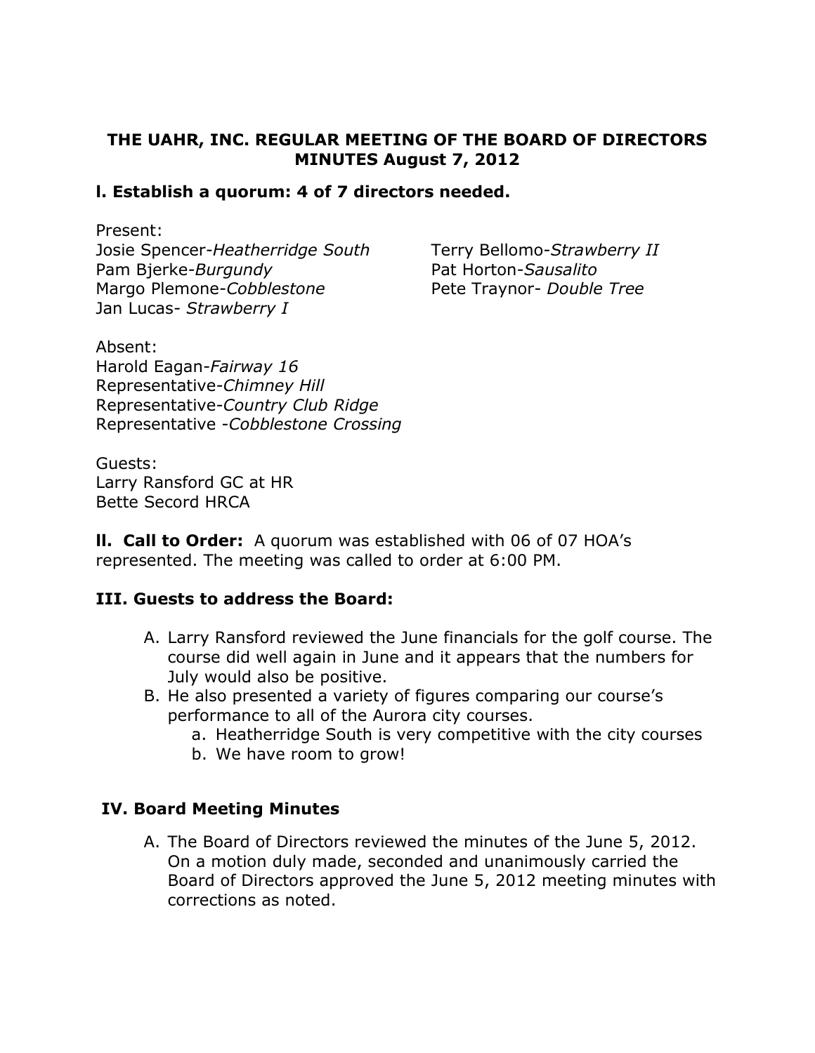**THE UAHR, INC. REGULAR MEETING OF THE BOARD OF DIRECTORS MINUTES August 7, 2012**

## I. Establish a quorum: 4 of 7 directors needed.

Present:

Josie Spencer-*Heatherridge South*
Pam Bjerke-*Burgundy*
Margo Plemone-*Cobblestone*
Jan Lucas- *Strawberry I*
Terry Bellomo-*Strawberry II*
Pat Horton-*Sausalito*
Pete Traynor- *Double Tree*

Absent:

Harold Eagan-*Fairway 16*
Representative-*Chimney Hill*
Representative-*Country Club Ridge*
Representative -*Cobblestone Crossing*

Guests:

Larry Ransford GC at HR
Bette Secord HRCA

**II. Call to Order:** A quorum was established with 06 of 07 HOA's represented. The meeting was called to order at 6:00 PM.

## III. Guests to address the Board:

A. Larry Ransford reviewed the June financials for the golf course. The course did well again in June and it appears that the numbers for July would also be positive.
B. He also presented a variety of figures comparing our course's performance to all of the Aurora city courses.
   a. Heatherridge South is very competitive with the city courses
   b. We have room to grow!

## IV. Board Meeting Minutes

A. The Board of Directors reviewed the minutes of the June 5, 2012. On a motion duly made, seconded and unanimously carried the Board of Directors approved the June 5, 2012 meeting minutes with corrections as noted.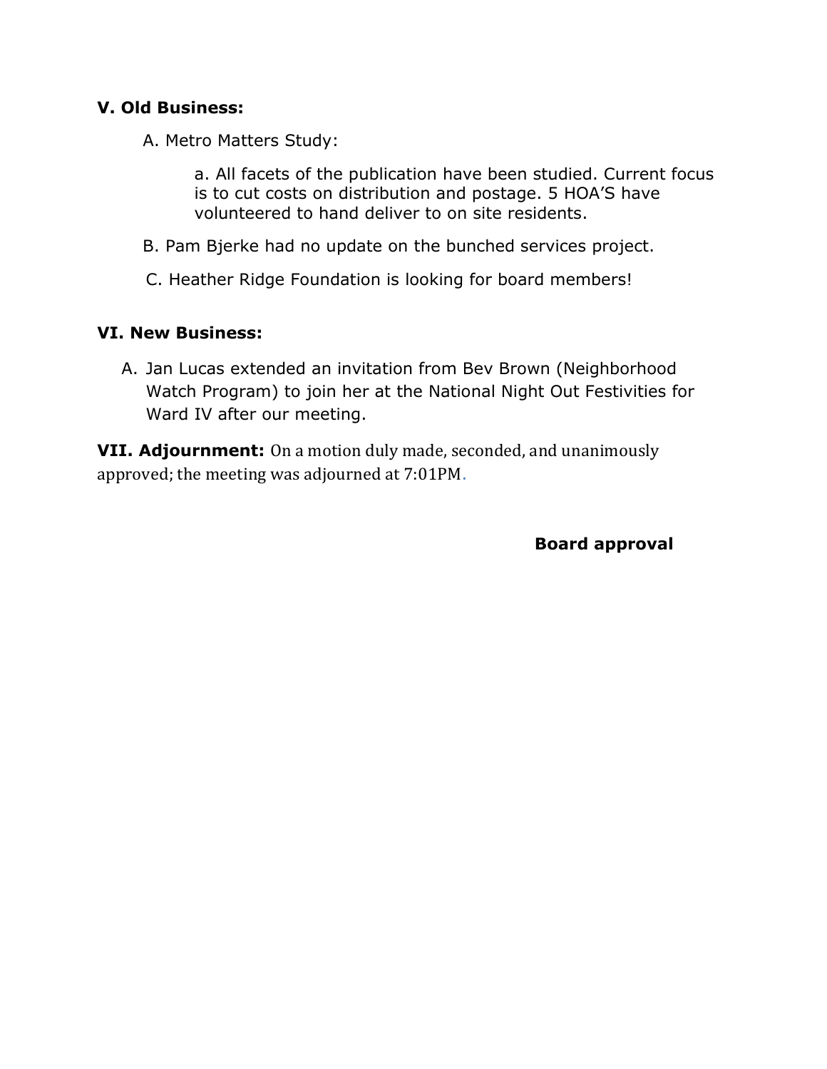**V. Old Business:**

A. Metro Matters Study:

a. All facets of the publication have been studied. Current focus is to cut costs on distribution and postage. 5 HOA'S have volunteered to hand deliver to on site residents.

B. Pam Bjerke had no update on the bunched services project.

C. Heather Ridge Foundation is looking for board members!

**VI. New Business:**

A. Jan Lucas extended an invitation from Bev Brown (Neighborhood Watch Program) to join her at the National Night Out Festivities for Ward IV after our meeting.

**VII. Adjournment:** On a motion duly made, seconded, and unanimously approved; the meeting was adjourned at 7:01PM.

**Board approval**